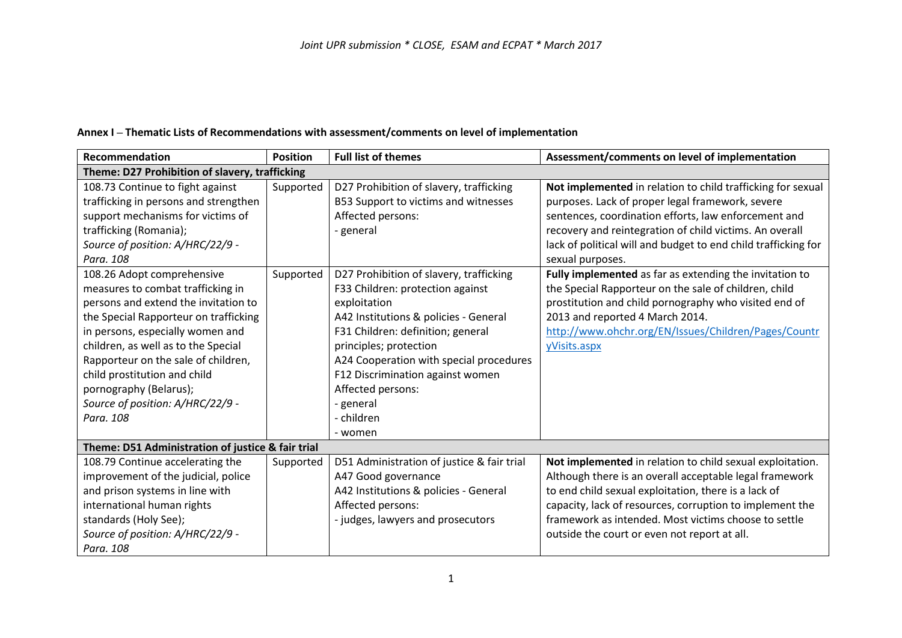**Annex I** – **Thematic Lists of Recommendations with assessment/comments on level of implementation**

| Recommendation | Position | Full list of themes | Assessment/comments on level of implementation |
|---|---|---|---|
| **Theme: D27 Prohibition of slavery, trafficking** | | | |
| 108.73 Continue to fight against trafficking in persons and strengthen support mechanisms for victims of trafficking (Romania);<br>*Source of position: A/HRC/22/9 - Para. 108* | Supported | D27 Prohibition of slavery, trafficking<br>B53 Support to victims and witnesses<br>Affected persons:<br>- general | **Not implemented** in relation to child trafficking for sexual purposes. Lack of proper legal framework, severe sentences, coordination efforts, law enforcement and recovery and reintegration of child victims. An overall lack of political will and budget to end child trafficking for sexual purposes. |
| 108.26 Adopt comprehensive measures to combat trafficking in persons and extend the invitation to the Special Rapporteur on trafficking in persons, especially women and children, as well as to the Special Rapporteur on the sale of children, child prostitution and child pornography (Belarus);<br>*Source of position: A/HRC/22/9 - Para. 108* | Supported | D27 Prohibition of slavery, trafficking<br>F33 Children: protection against exploitation<br>A42 Institutions & policies - General<br>F31 Children: definition; general principles; protection<br>A24 Cooperation with special procedures<br>F12 Discrimination against women<br>Affected persons:<br>- general<br>- children<br>- women | **Fully implemented** as far as extending the invitation to the Special Rapporteur on the sale of children, child prostitution and child pornography who visited end of 2013 and reported 4 March 2014.<br>http://www.ohchr.org/EN/Issues/Children/Pages/CountryVisits.aspx |
| **Theme: D51 Administration of justice & fair trial** | | | |
| 108.79 Continue accelerating the improvement of the judicial, police and prison systems in line with international human rights standards (Holy See);<br>*Source of position: A/HRC/22/9 - Para. 108* | Supported | D51 Administration of justice & fair trial<br>A47 Good governance<br>A42 Institutions & policies - General<br>Affected persons:<br>- judges, lawyers and prosecutors | **Not implemented** in relation to child sexual exploitation. Although there is an overall acceptable legal framework to end child sexual exploitation, there is a lack of capacity, lack of resources, corruption to implement the framework as intended. Most victims choose to settle outside the court or even not report at all. |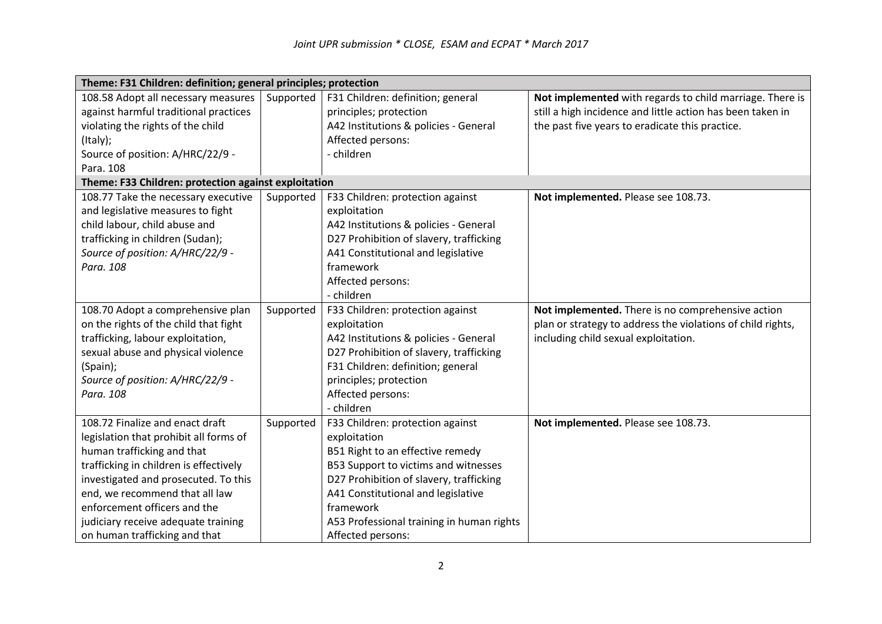| Theme: F31 Children: definition; general principles; protection | | | |
|---|---|---|---|
| 108.58 Adopt all necessary measures against harmful traditional practices violating the rights of the child (Italy);<br>Source of position: A/HRC/22/9 - Para. 108 | Supported | F31 Children: definition; general principles; protection<br>A42 Institutions & policies - General<br>Affected persons:<br>- children | **Not implemented** with regards to child marriage. There is still a high incidence and little action has been taken in the past five years to eradicate this practice. |
| **Theme: F33 Children: protection against exploitation** | | | |
| 108.77 Take the necessary executive and legislative measures to fight child labour, child abuse and trafficking in children (Sudan);<br>*Source of position: A/HRC/22/9 - Para. 108* | Supported | F33 Children: protection against exploitation<br>A42 Institutions & policies - General<br>D27 Prohibition of slavery, trafficking<br>A41 Constitutional and legislative framework<br>Affected persons:<br>- children | **Not implemented.** Please see 108.73. |
| 108.70 Adopt a comprehensive plan on the rights of the child that fight trafficking, labour exploitation, sexual abuse and physical violence (Spain);<br>*Source of position: A/HRC/22/9 - Para. 108* | Supported | F33 Children: protection against exploitation<br>A42 Institutions & policies - General<br>D27 Prohibition of slavery, trafficking<br>F31 Children: definition; general principles; protection<br>Affected persons:<br>- children | **Not implemented.** There is no comprehensive action plan or strategy to address the violations of child rights, including child sexual exploitation. |
| 108.72 Finalize and enact draft legislation that prohibit all forms of human trafficking and that trafficking in children is effectively investigated and prosecuted. To this end, we recommend that all law enforcement officers and the judiciary receive adequate training on human trafficking and that | Supported | F33 Children: protection against exploitation<br>B51 Right to an effective remedy<br>B53 Support to victims and witnesses<br>D27 Prohibition of slavery, trafficking<br>A41 Constitutional and legislative framework<br>A53 Professional training in human rights<br>Affected persons: | **Not implemented.** Please see 108.73. |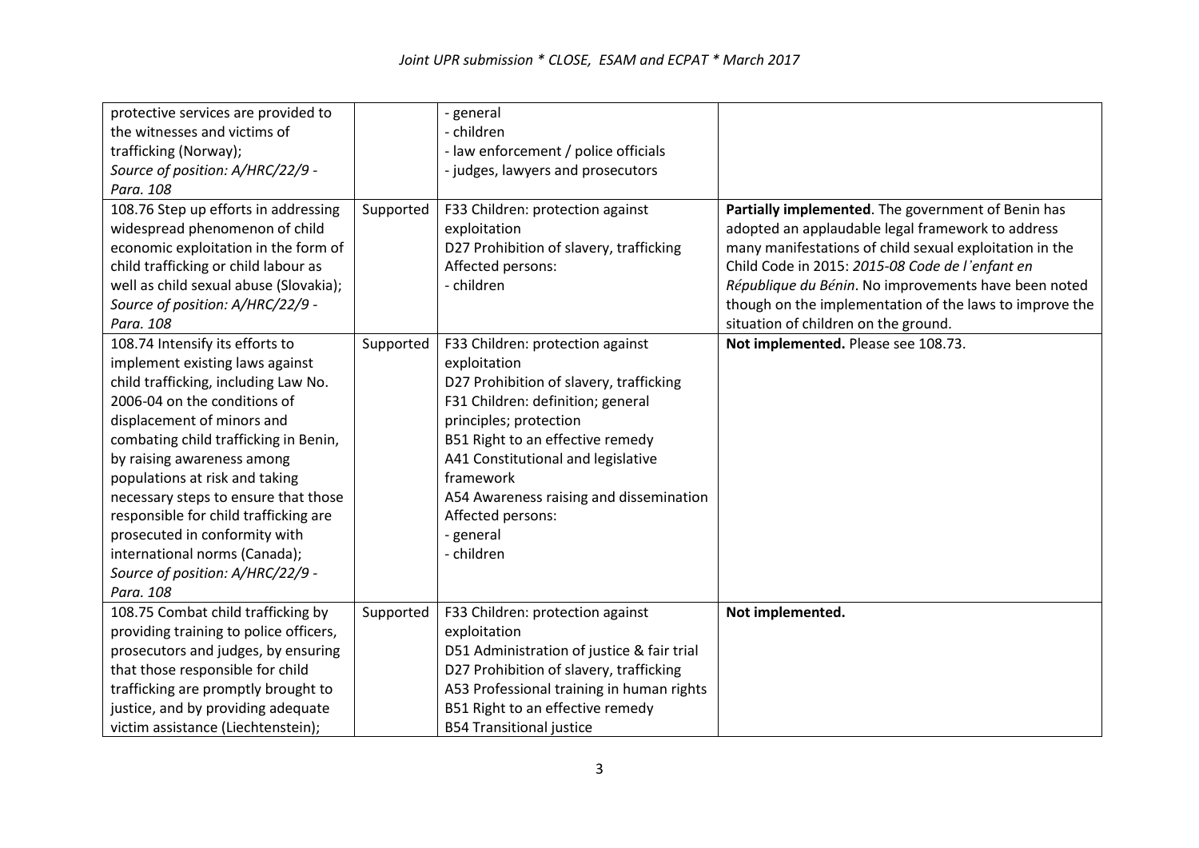| | | | |
|---|---|---|---|
| protective services are provided to the witnesses and victims of trafficking (Norway);<br>*Source of position: A/HRC/22/9 - Para. 108* | | - general<br>- children<br>- law enforcement / police officials<br>- judges, lawyers and prosecutors | |
| 108.76 Step up efforts in addressing widespread phenomenon of child economic exploitation in the form of child trafficking or child labour as well as child sexual abuse (Slovakia);<br>*Source of position: A/HRC/22/9 - Para. 108* | Supported | F33 Children: protection against exploitation<br>D27 Prohibition of slavery, trafficking<br>Affected persons:<br>- children | **Partially implemented**. The government of Benin has adopted an applaudable legal framework to address many manifestations of child sexual exploitation in the Child Code in 2015: *2015-08 Code de l'enfant en République du Bénin*. No improvements have been noted though on the implementation of the laws to improve the situation of children on the ground. |
| 108.74 Intensify its efforts to implement existing laws against child trafficking, including Law No. 2006-04 on the conditions of displacement of minors and combating child trafficking in Benin, by raising awareness among populations at risk and taking necessary steps to ensure that those responsible for child trafficking are prosecuted in conformity with international norms (Canada);<br>*Source of position: A/HRC/22/9 - Para. 108* | Supported | F33 Children: protection against exploitation<br>D27 Prohibition of slavery, trafficking<br>F31 Children: definition; general principles; protection<br>B51 Right to an effective remedy<br>A41 Constitutional and legislative framework<br>A54 Awareness raising and dissemination<br>Affected persons:<br>- general<br>- children | **Not implemented.** Please see 108.73. |
| 108.75 Combat child trafficking by providing training to police officers, prosecutors and judges, by ensuring that those responsible for child trafficking are promptly brought to justice, and by providing adequate victim assistance (Liechtenstein); | Supported | F33 Children: protection against exploitation<br>D51 Administration of justice & fair trial<br>D27 Prohibition of slavery, trafficking<br>A53 Professional training in human rights<br>B51 Right to an effective remedy<br>B54 Transitional justice | **Not implemented.** |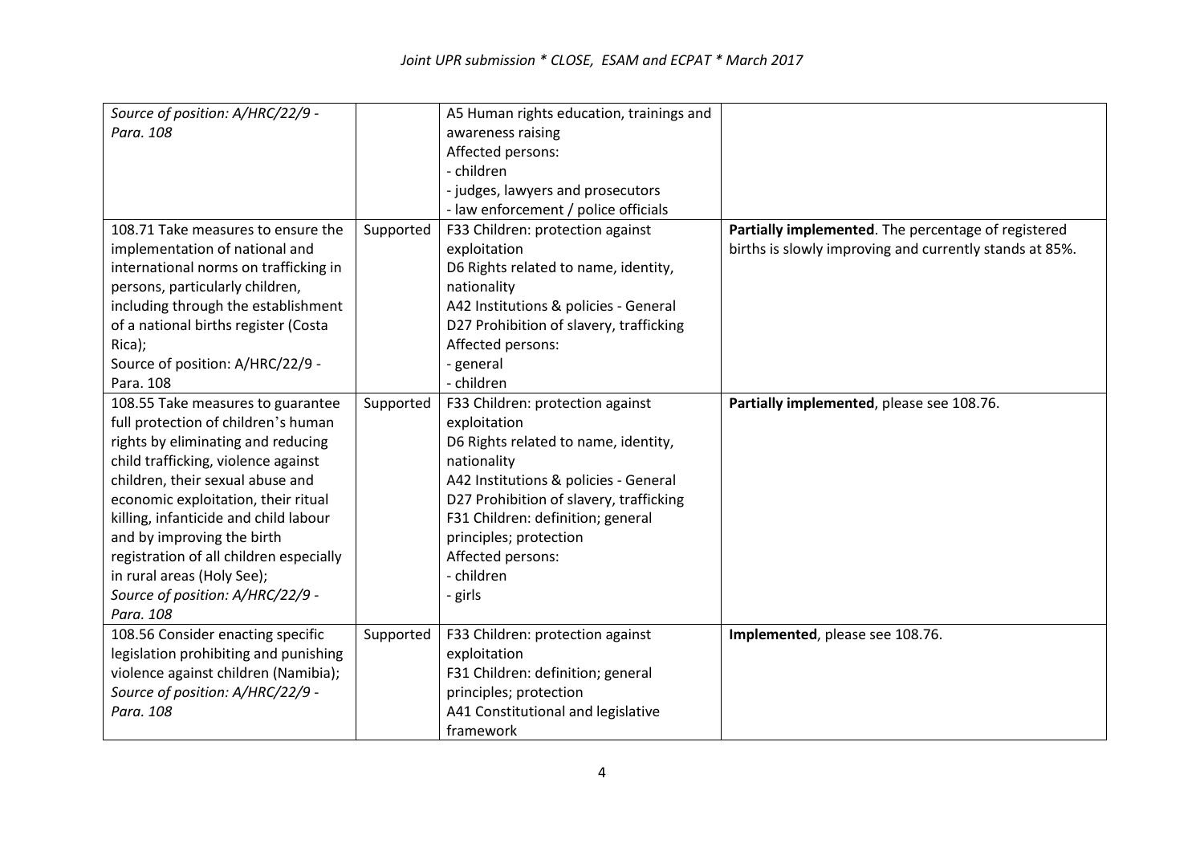| | | | |
|---|---|---|---|
| *Source of position: A/HRC/22/9 - Para. 108* | | A5 Human rights education, trainings and awareness raising<br>Affected persons:<br>- children<br>- judges, lawyers and prosecutors<br>- law enforcement / police officials | |
| 108.71 Take measures to ensure the implementation of national and international norms on trafficking in persons, particularly children, including through the establishment of a national births register (Costa Rica);<br>Source of position: A/HRC/22/9 - Para. 108 | Supported | F33 Children: protection against exploitation<br>D6 Rights related to name, identity, nationality<br>A42 Institutions & policies - General<br>D27 Prohibition of slavery, trafficking<br>Affected persons:<br>- general<br>- children | **Partially implemented**. The percentage of registered births is slowly improving and currently stands at 85%. |
| 108.55 Take measures to guarantee full protection of children's human rights by eliminating and reducing child trafficking, violence against children, their sexual abuse and economic exploitation, their ritual killing, infanticide and child labour and by improving the birth registration of all children especially in rural areas (Holy See);<br>*Source of position: A/HRC/22/9 - Para. 108* | Supported | F33 Children: protection against exploitation<br>D6 Rights related to name, identity, nationality<br>A42 Institutions & policies - General<br>D27 Prohibition of slavery, trafficking<br>F31 Children: definition; general principles; protection<br>Affected persons:<br>- children<br>- girls | **Partially implemented**, please see 108.76. |
| 108.56 Consider enacting specific legislation prohibiting and punishing violence against children (Namibia);<br>*Source of position: A/HRC/22/9 - Para. 108* | Supported | F33 Children: protection against exploitation<br>F31 Children: definition; general principles; protection<br>A41 Constitutional and legislative framework | **Implemented**, please see 108.76. |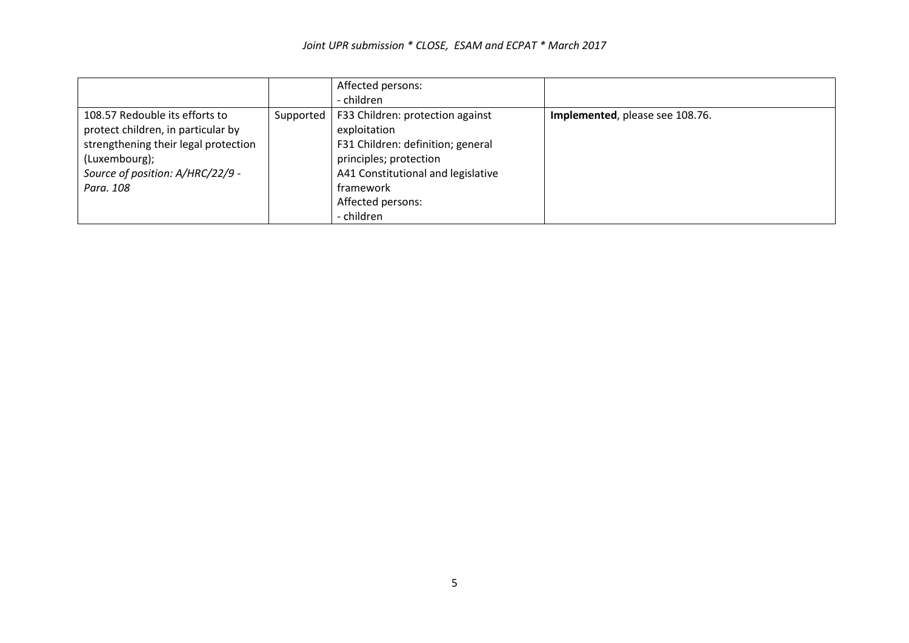| | | | |
|---|---|---|---|
| | | Affected persons:<br>- children | |
| 108.57 Redouble its efforts to protect children, in particular by strengthening their legal protection (Luxembourg);<br>*Source of position: A/HRC/22/9 - Para. 108* | Supported | F33 Children: protection against exploitation<br>F31 Children: definition; general principles; protection<br>A41 Constitutional and legislative framework<br>Affected persons:<br>- children | **Implemented**, please see 108.76. |